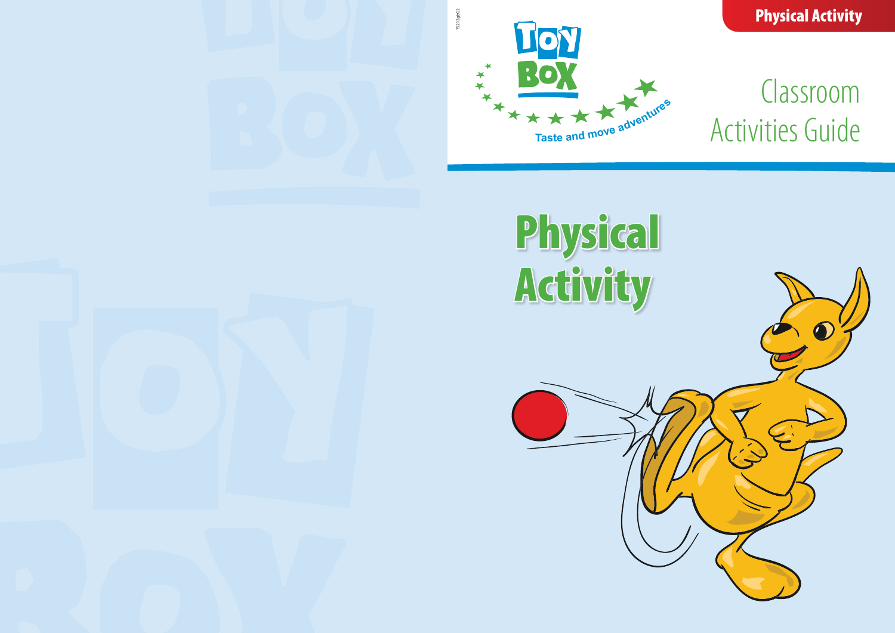Physical Activity

TOY BOX

Taste and move adventures

# Classroom Activities Guide

# Physical Activity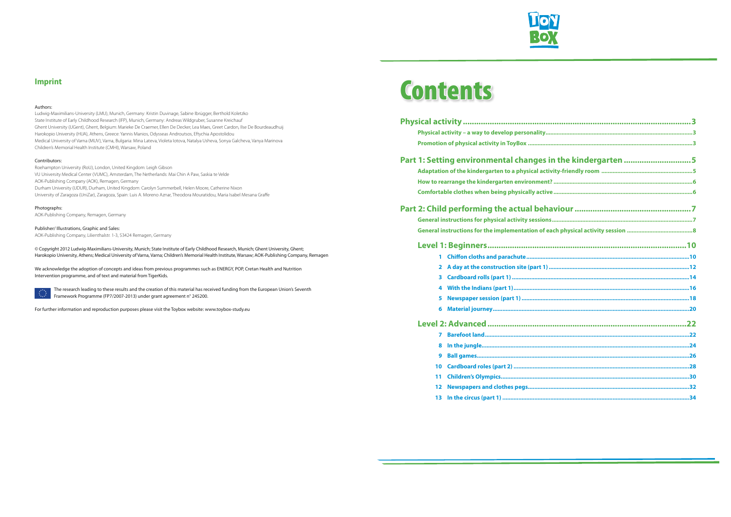## Imprint

Authors:
Ludwig-Maximilians-University (LMU), Munich, Germany: Kristin Duvinage, Sabine Ibrügger, Berthold Koletzko
State Institute of Early Childhood Research (IFP), Munich, Germany: Andreas Wildgruber, Susanne Kreichauf
Ghent University (UGent), Ghent, Belgium: Marieke De Craemer, Ellen De Decker, Lea Maes, Greet Cardon, Ilse De Bourdeaudhuij
Harokopio University (HUA), Athens, Greece: Yannis Manios, Odysseas Androutsos, Eftychia Apostolidou
Medical University of Varna (MUV), Varna, Bulgaria: Mina Lateva, Violeta Iotova, Natalya Usheva, Sonya Galcheva, Vanya Marinova
Children's Memorial Health Institute (CMHI), Warsaw, Poland

Contributors:
Roehampton University (RoU), London, United Kingdom: Leigh Gibson
VU University Medical Center (VUMC), Amsterdam, The Netherlands: Mai Chin A Paw, Saskia te Velde
AOK-Publishing Company (AOK), Remagen, Germany
Durham University (UDUR), Durham, United Kingdom: Carolyn Summerbell, Helen Moore, Catherine Nixon
University of Zaragoza (UniZar), Zaragoza, Spain: Luis A. Moreno Aznar, Theodora Mouratidou, Maria Isabel Mesana Graffe

Photographs:
AOK-Publishing Company, Remagen, Germany

Publisher/ Illustrations, Graphic and Sales:
AOK-Publishing Company, Lilienthalstr. 1-3, 53424 Remagen, Germany

© Copyright 2012 Ludwig-Maximilians-University, Munich; State Institute of Early Childhood Research, Munich; Ghent University, Ghent; Harokopio University, Athens; Medical University of Varna, Varna; Children's Memorial Health Institute, Warsaw; AOK-Publishing Company, Remagen

We acknowledge the adoption of concepts and ideas from previous programmes such as ENERGY, POP, Cretan Health and Nutrition Intervention programme, and of text and material from TigerKids.

The research leading to these results and the creation of this material has received funding from the European Union's Seventh Framework Programme (FP7/2007-2013) under grant agreement n° 245200.

For further information and reproduction purposes please visit the Toybox website: www.toybox-study.eu

# Contents

**Physical activity** ........ 3
- **Physical activity – a way to develop personality** ........ 3
- **Promotion of physical activity in ToyBox** ........ 3

**Part 1: Setting environmental changes in the kindergarten** ........ 5
- **Adaptation of the kindergarten to a physical activity-friendly room** ........ 5
- **How to rearrange the kindergarten environment?** ........ 6
- **Comfortable clothes when being physically active** ........ 6

**Part 2: Child performing the actual behaviour** ........ 7
- **General instructions for physical activity sessions** ........ 7
- **General instructions for the implementation of each physical activity session** ........ 8

**Level 1: Beginners** ........ 10
1. **Chiffon cloths and parachute** ........ 10
2. **A day at the construction site (part 1)** ........ 12
3. **Cardboard rolls (part 1)** ........ 14
4. **With the Indians (part 1)** ........ 16
5. **Newspaper session (part 1)** ........ 18
6. **Material journey** ........ 20

**Level 2: Advanced** ........ 22

7. **Barefoot land** ........ 22
8. **In the jungle** ........ 24
9. **Ball games** ........ 26
10. **Cardboard roles (part 2)** ........ 28
11. **Children's Olympics** ........ 30
12. **Newspapers and clothes pegs** ........ 32
13. **In the circus (part 1)** ........ 34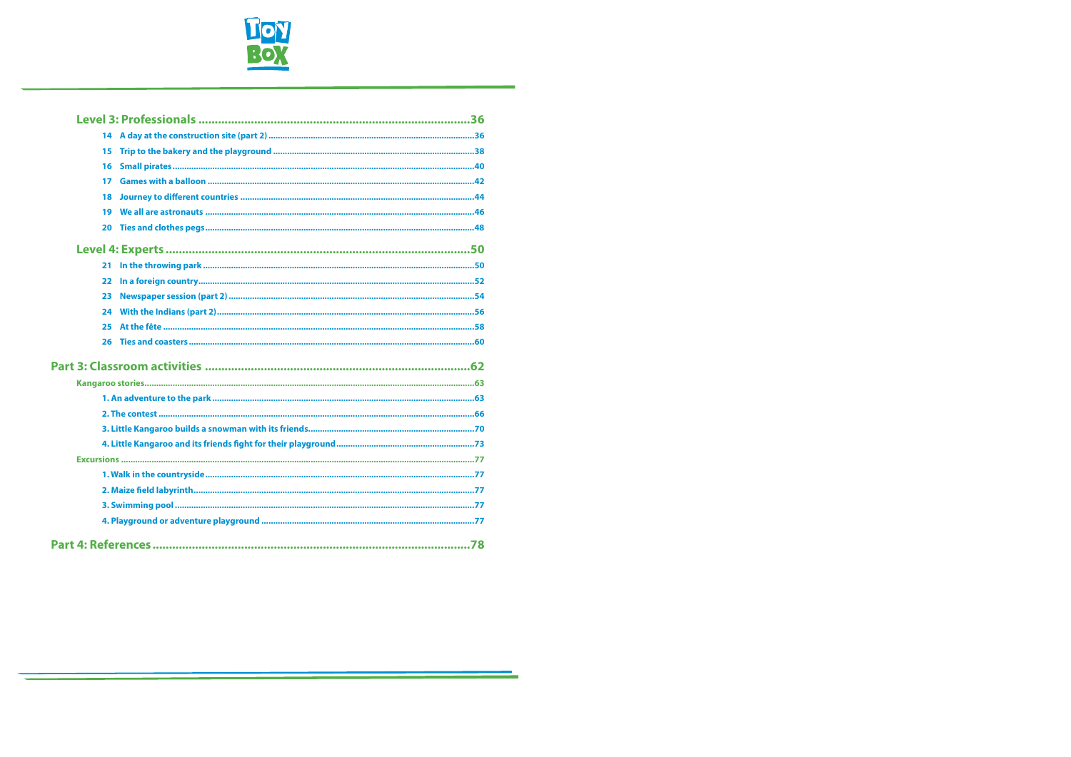**Level 3: Professionals ..... 36**

- 14 A day at the construction site (part 2) ..... 36
- 15 Trip to the bakery and the playground ..... 38
- 16 Small pirates ..... 40
- 17 Games with a balloon ..... 42
- 18 Journey to different countries ..... 44
- 19 We all are astronauts ..... 46
- 20 Ties and clothes pegs ..... 48

**Level 4: Experts ..... 50**

- 21 In the throwing park ..... 50
- 22 In a foreign country ..... 52
- 23 Newspaper session (part 2) ..... 54
- 24 With the Indians (part 2) ..... 56
- 25 At the fête ..... 58
- 26 Ties and coasters ..... 60

**Part 3: Classroom activities ..... 62**

**Kangaroo stories ..... 63**

- 1. An adventure to the park ..... 63
- 2. The contest ..... 66
- 3. Little Kangaroo builds a snowman with its friends ..... 70
- 4. Little Kangaroo and its friends fight for their playground ..... 73

**Excursions ..... 77**

- 1. Walk in the countryside ..... 77
- 2. Maize field labyrinth ..... 77
- 3. Swimming pool ..... 77
- 4. Playground or adventure playground ..... 77

**Part 4: References ..... 78**